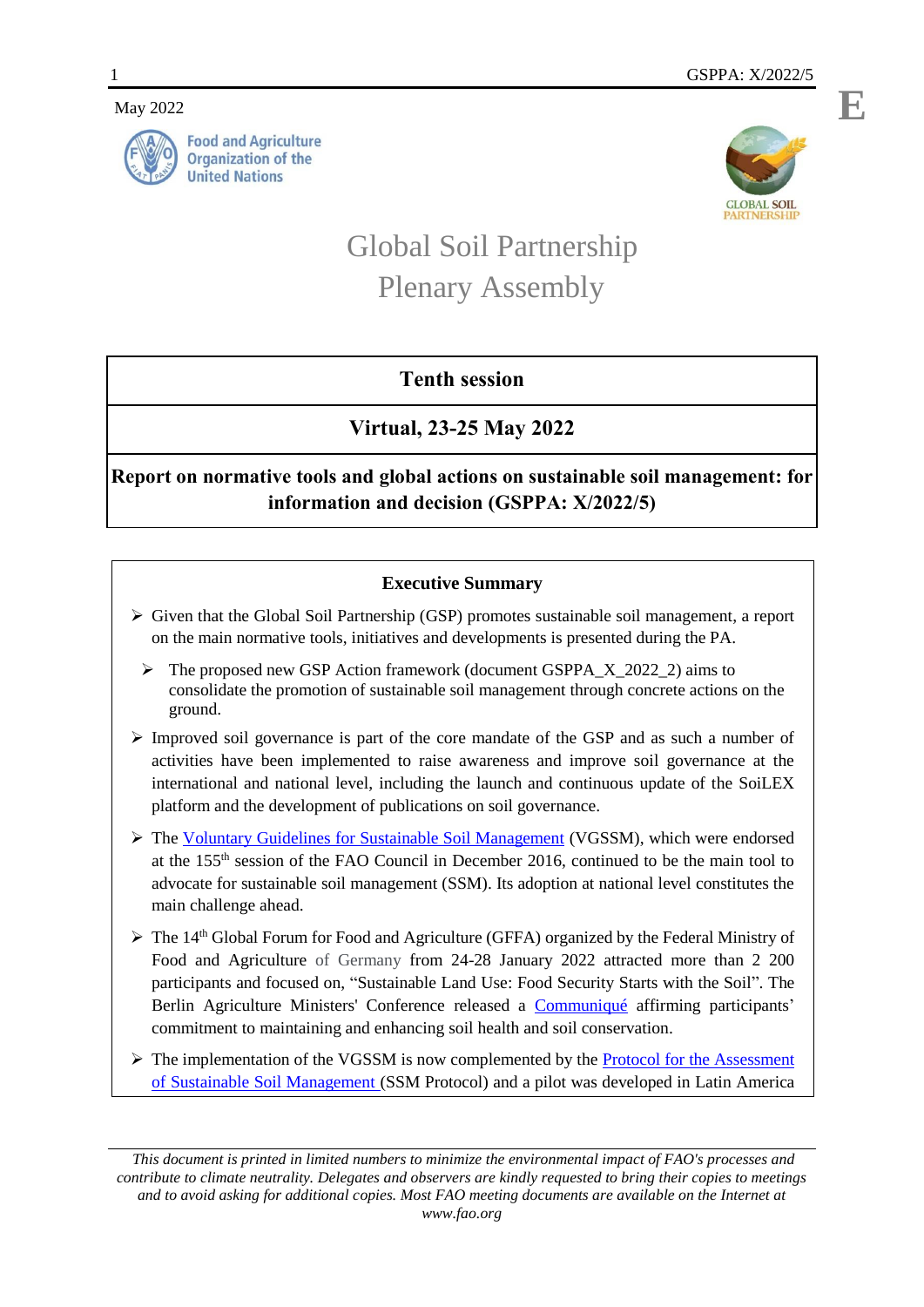May 2022

Food and Agriculture Organization of the United Nations

GLOBAL SOIL PARTNERSHIP

# Global Soil Partnership Plenary Assembly

## Tenth session

## Virtual, 23-25 May 2022

## Report on normative tools and global actions on sustainable soil management: for information and decision (GSPPA: X/2022/5)

### Executive Summary

- Given that the Global Soil Partnership (GSP) promotes sustainable soil management, a report on the main normative tools, initiatives and developments is presented during the PA.
  - The proposed new GSP Action framework (document GSPPA_X_2022_2) aims to consolidate the promotion of sustainable soil management through concrete actions on the ground.
- Improved soil governance is part of the core mandate of the GSP and as such a number of activities have been implemented to raise awareness and improve soil governance at the international and national level, including the launch and continuous update of the SoiLEX platform and the development of publications on soil governance.
- The Voluntary Guidelines for Sustainable Soil Management (VGSSM), which were endorsed at the 155th session of the FAO Council in December 2016, continued to be the main tool to advocate for sustainable soil management (SSM). Its adoption at national level constitutes the main challenge ahead.
- The 14th Global Forum for Food and Agriculture (GFFA) organized by the Federal Ministry of Food and Agriculture of Germany from 24-28 January 2022 attracted more than 2 200 participants and focused on, "Sustainable Land Use: Food Security Starts with the Soil". The Berlin Agriculture Ministers' Conference released a Communiqué affirming participants' commitment to maintaining and enhancing soil health and soil conservation.
- The implementation of the VGSSM is now complemented by the Protocol for the Assessment of Sustainable Soil Management (SSM Protocol) and a pilot was developed in Latin America

*This document is printed in limited numbers to minimize the environmental impact of FAO's processes and contribute to climate neutrality. Delegates and observers are kindly requested to bring their copies to meetings and to avoid asking for additional copies. Most FAO meeting documents are available on the Internet at www.fao.org*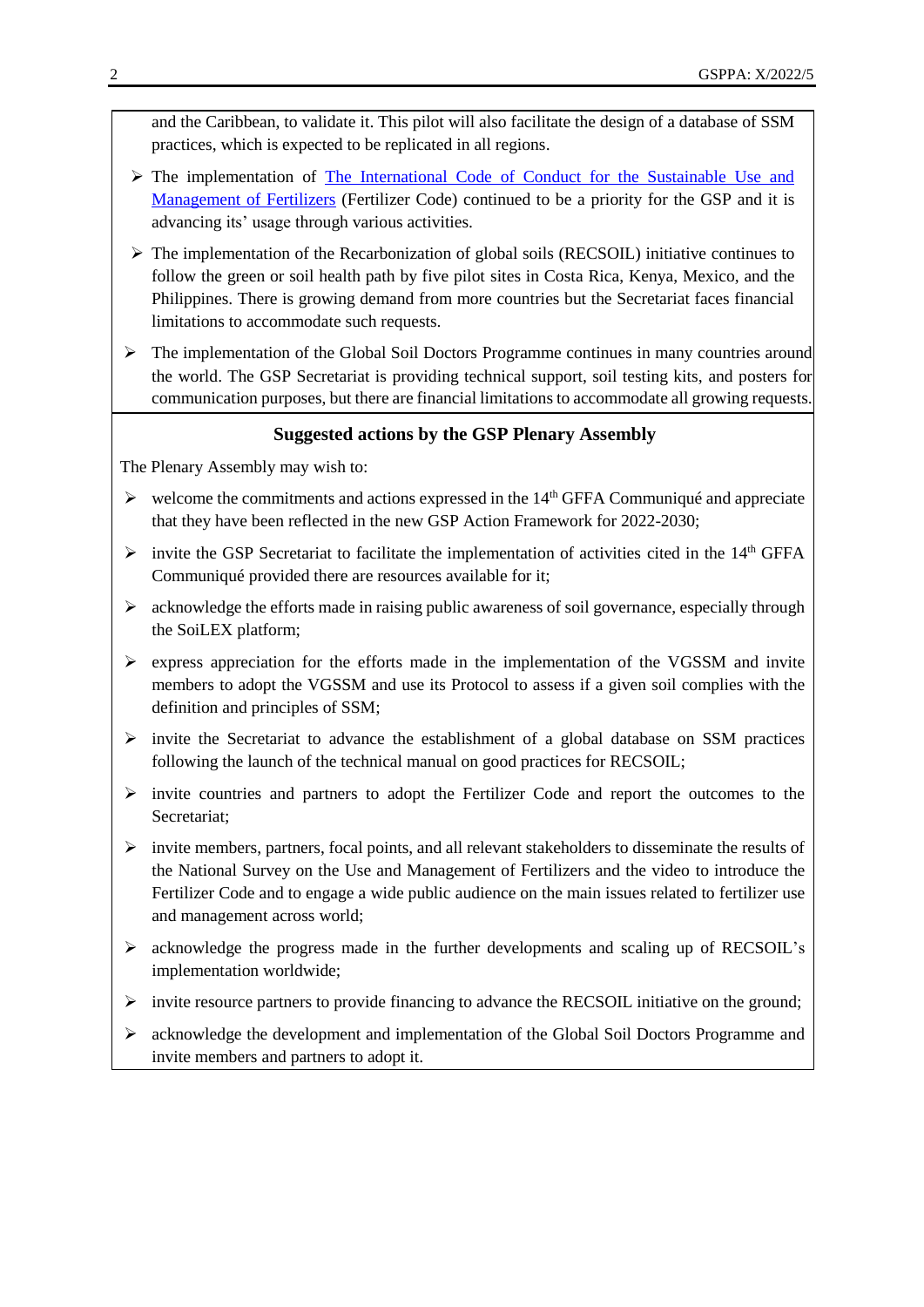and the Caribbean, to validate it. This pilot will also facilitate the design of a database of SSM practices, which is expected to be replicated in all regions.

- The implementation of [The International Code of Conduct for the Sustainable Use and Management of Fertilizers]() (Fertilizer Code) continued to be a priority for the GSP and it is advancing its' usage through various activities.
- The implementation of the Recarbonization of global soils (RECSOIL) initiative continues to follow the green or soil health path by five pilot sites in Costa Rica, Kenya, Mexico, and the Philippines. There is growing demand from more countries but the Secretariat faces financial limitations to accommodate such requests.
- The implementation of the Global Soil Doctors Programme continues in many countries around the world. The GSP Secretariat is providing technical support, soil testing kits, and posters for communication purposes, but there are financial limitations to accommodate all growing requests.

**Suggested actions by the GSP Plenary Assembly**

The Plenary Assembly may wish to:

- welcome the commitments and actions expressed in the 14th GFFA Communiqué and appreciate that they have been reflected in the new GSP Action Framework for 2022-2030;
- invite the GSP Secretariat to facilitate the implementation of activities cited in the 14th GFFA Communiqué provided there are resources available for it;
- acknowledge the efforts made in raising public awareness of soil governance, especially through the SoiLEX platform;
- express appreciation for the efforts made in the implementation of the VGSSM and invite members to adopt the VGSSM and use its Protocol to assess if a given soil complies with the definition and principles of SSM;
- invite the Secretariat to advance the establishment of a global database on SSM practices following the launch of the technical manual on good practices for RECSOIL;
- invite countries and partners to adopt the Fertilizer Code and report the outcomes to the Secretariat;
- invite members, partners, focal points, and all relevant stakeholders to disseminate the results of the National Survey on the Use and Management of Fertilizers and the video to introduce the Fertilizer Code and to engage a wide public audience on the main issues related to fertilizer use and management across world;
- acknowledge the progress made in the further developments and scaling up of RECSOIL's implementation worldwide;
- invite resource partners to provide financing to advance the RECSOIL initiative on the ground;
- acknowledge the development and implementation of the Global Soil Doctors Programme and invite members and partners to adopt it.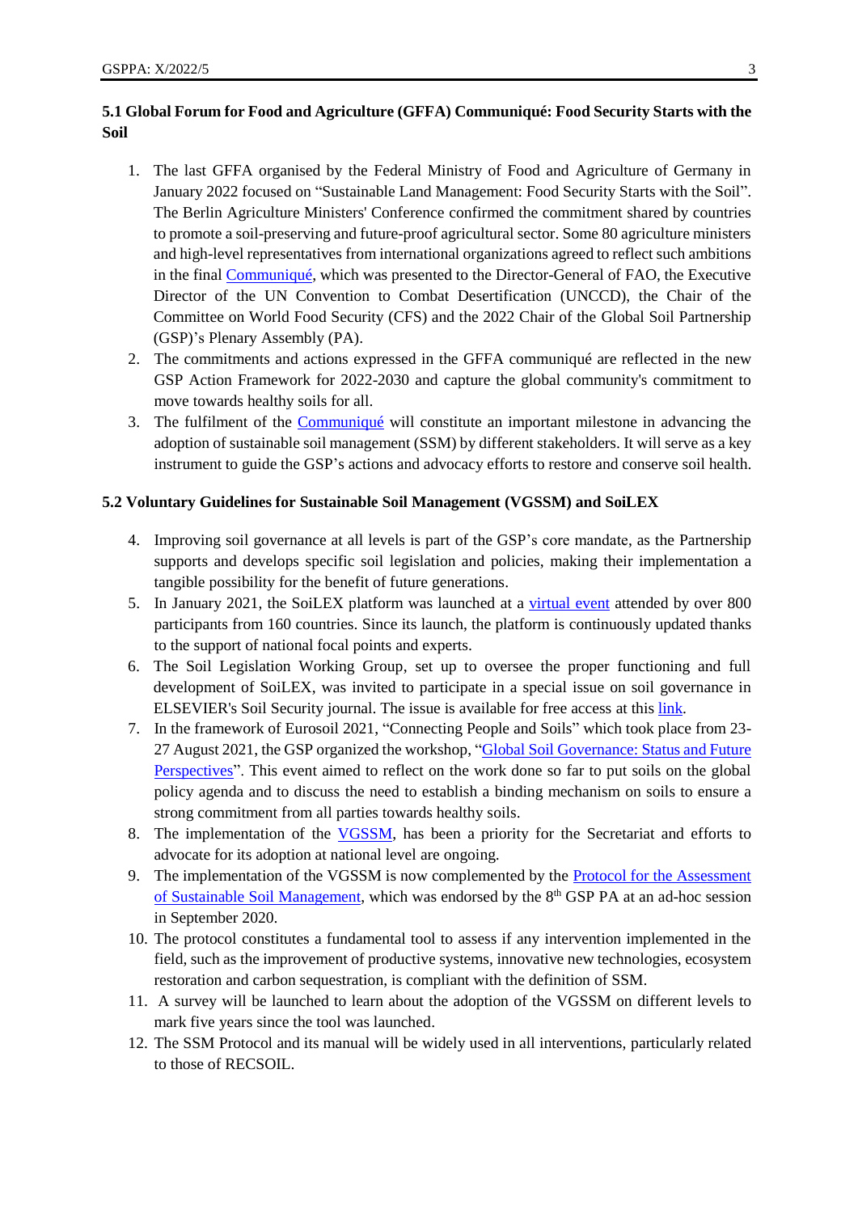### 5.1 Global Forum for Food and Agriculture (GFFA) Communiqué: Food Security Starts with the Soil

1. The last GFFA organised by the Federal Ministry of Food and Agriculture of Germany in January 2022 focused on "Sustainable Land Management: Food Security Starts with the Soil". The Berlin Agriculture Ministers' Conference confirmed the commitment shared by countries to promote a soil-preserving and future-proof agricultural sector. Some 80 agriculture ministers and high-level representatives from international organizations agreed to reflect such ambitions in the final Communiqué, which was presented to the Director-General of FAO, the Executive Director of the UN Convention to Combat Desertification (UNCCD), the Chair of the Committee on World Food Security (CFS) and the 2022 Chair of the Global Soil Partnership (GSP)'s Plenary Assembly (PA).
2. The commitments and actions expressed in the GFFA communiqué are reflected in the new GSP Action Framework for 2022-2030 and capture the global community's commitment to move towards healthy soils for all.
3. The fulfilment of the Communiqué will constitute an important milestone in advancing the adoption of sustainable soil management (SSM) by different stakeholders. It will serve as a key instrument to guide the GSP's actions and advocacy efforts to restore and conserve soil health.

### 5.2 Voluntary Guidelines for Sustainable Soil Management (VGSSM) and SoiLEX

4. Improving soil governance at all levels is part of the GSP's core mandate, as the Partnership supports and develops specific soil legislation and policies, making their implementation a tangible possibility for the benefit of future generations.
5. In January 2021, the SoiLEX platform was launched at a virtual event attended by over 800 participants from 160 countries. Since its launch, the platform is continuously updated thanks to the support of national focal points and experts.
6. The Soil Legislation Working Group, set up to oversee the proper functioning and full development of SoiLEX, was invited to participate in a special issue on soil governance in ELSEVIER's Soil Security journal. The issue is available for free access at this link.
7. In the framework of Eurosoil 2021, "Connecting People and Soils" which took place from 23-27 August 2021, the GSP organized the workshop, "Global Soil Governance: Status and Future Perspectives". This event aimed to reflect on the work done so far to put soils on the global policy agenda and to discuss the need to establish a binding mechanism on soils to ensure a strong commitment from all parties towards healthy soils.
8. The implementation of the VGSSM, has been a priority for the Secretariat and efforts to advocate for its adoption at national level are ongoing.
9. The implementation of the VGSSM is now complemented by the Protocol for the Assessment of Sustainable Soil Management, which was endorsed by the 8th GSP PA at an ad-hoc session in September 2020.
10. The protocol constitutes a fundamental tool to assess if any intervention implemented in the field, such as the improvement of productive systems, innovative new technologies, ecosystem restoration and carbon sequestration, is compliant with the definition of SSM.
11. A survey will be launched to learn about the adoption of the VGSSM on different levels to mark five years since the tool was launched.
12. The SSM Protocol and its manual will be widely used in all interventions, particularly related to those of RECSOIL.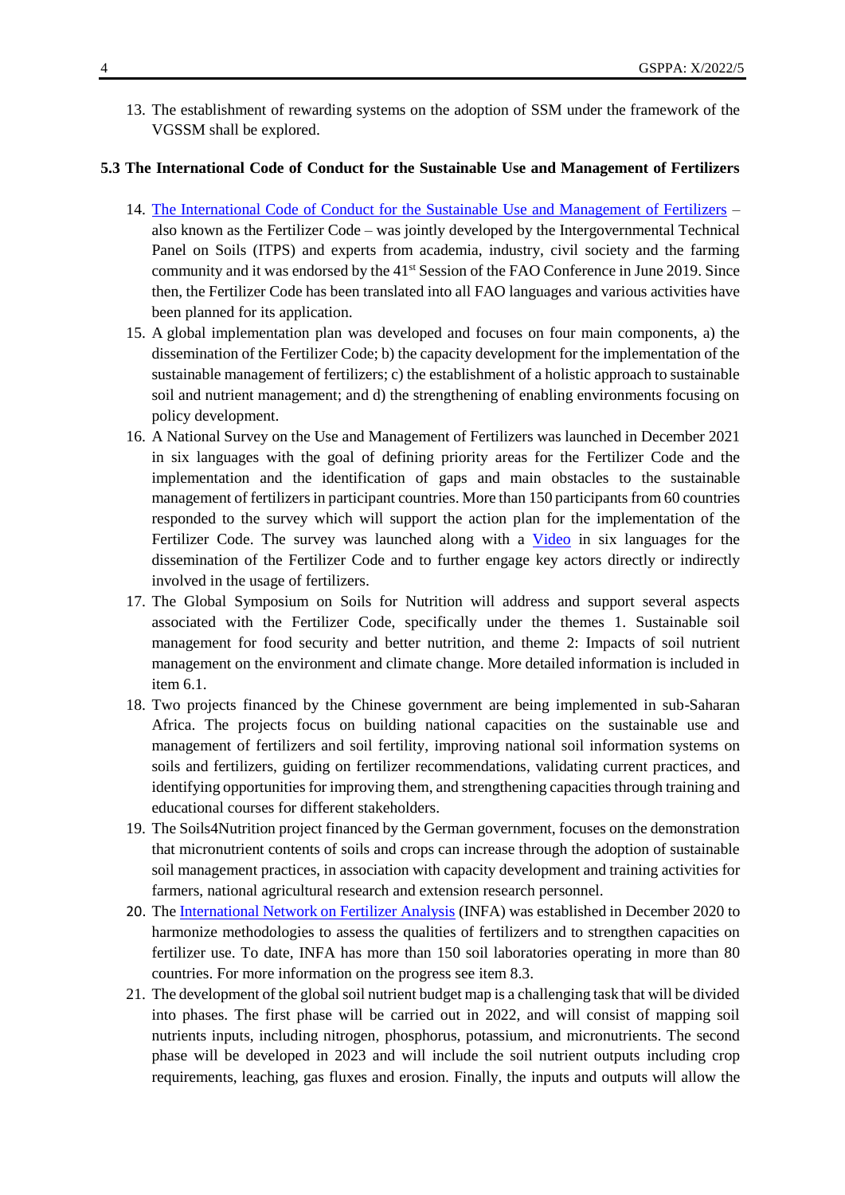13. The establishment of rewarding systems on the adoption of SSM under the framework of the VGSSM shall be explored.

### 5.3 The International Code of Conduct for the Sustainable Use and Management of Fertilizers

14. The International Code of Conduct for the Sustainable Use and Management of Fertilizers – also known as the Fertilizer Code – was jointly developed by the Intergovernmental Technical Panel on Soils (ITPS) and experts from academia, industry, civil society and the farming community and it was endorsed by the 41st Session of the FAO Conference in June 2019. Since then, the Fertilizer Code has been translated into all FAO languages and various activities have been planned for its application.
15. A global implementation plan was developed and focuses on four main components, a) the dissemination of the Fertilizer Code; b) the capacity development for the implementation of the sustainable management of fertilizers; c) the establishment of a holistic approach to sustainable soil and nutrient management; and d) the strengthening of enabling environments focusing on policy development.
16. A National Survey on the Use and Management of Fertilizers was launched in December 2021 in six languages with the goal of defining priority areas for the Fertilizer Code and the implementation and the identification of gaps and main obstacles to the sustainable management of fertilizers in participant countries. More than 150 participants from 60 countries responded to the survey which will support the action plan for the implementation of the Fertilizer Code. The survey was launched along with a Video in six languages for the dissemination of the Fertilizer Code and to further engage key actors directly or indirectly involved in the usage of fertilizers.
17. The Global Symposium on Soils for Nutrition will address and support several aspects associated with the Fertilizer Code, specifically under the themes 1. Sustainable soil management for food security and better nutrition, and theme 2: Impacts of soil nutrient management on the environment and climate change. More detailed information is included in item 6.1.
18. Two projects financed by the Chinese government are being implemented in sub-Saharan Africa. The projects focus on building national capacities on the sustainable use and management of fertilizers and soil fertility, improving national soil information systems on soils and fertilizers, guiding on fertilizer recommendations, validating current practices, and identifying opportunities for improving them, and strengthening capacities through training and educational courses for different stakeholders.
19. The Soils4Nutrition project financed by the German government, focuses on the demonstration that micronutrient contents of soils and crops can increase through the adoption of sustainable soil management practices, in association with capacity development and training activities for farmers, national agricultural research and extension research personnel.
20. The International Network on Fertilizer Analysis (INFA) was established in December 2020 to harmonize methodologies to assess the qualities of fertilizers and to strengthen capacities on fertilizer use. To date, INFA has more than 150 soil laboratories operating in more than 80 countries. For more information on the progress see item 8.3.
21. The development of the global soil nutrient budget map is a challenging task that will be divided into phases. The first phase will be carried out in 2022, and will consist of mapping soil nutrients inputs, including nitrogen, phosphorus, potassium, and micronutrients. The second phase will be developed in 2023 and will include the soil nutrient outputs including crop requirements, leaching, gas fluxes and erosion. Finally, the inputs and outputs will allow the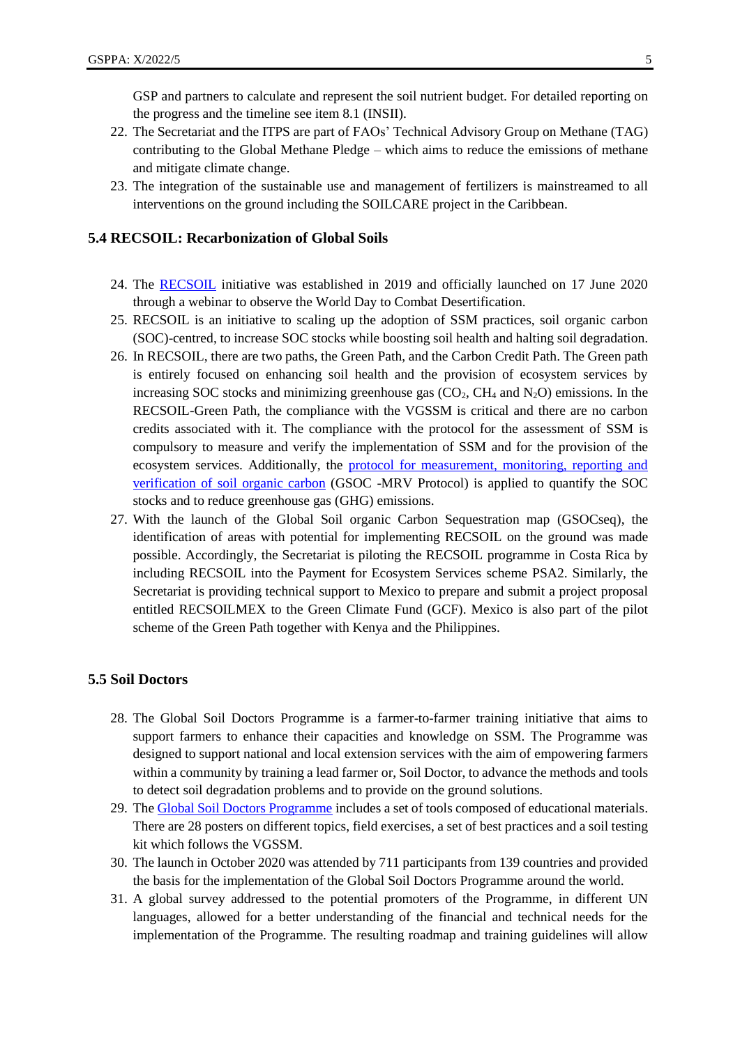GSP and partners to calculate and represent the soil nutrient budget. For detailed reporting on the progress and the timeline see item 8.1 (INSII).

22. The Secretariat and the ITPS are part of FAOs' Technical Advisory Group on Methane (TAG) contributing to the Global Methane Pledge – which aims to reduce the emissions of methane and mitigate climate change.
23. The integration of the sustainable use and management of fertilizers is mainstreamed to all interventions on the ground including the SOILCARE project in the Caribbean.

### 5.4 RECSOIL: Recarbonization of Global Soils

24. The RECSOIL initiative was established in 2019 and officially launched on 17 June 2020 through a webinar to observe the World Day to Combat Desertification.
25. RECSOIL is an initiative to scaling up the adoption of SSM practices, soil organic carbon (SOC)-centred, to increase SOC stocks while boosting soil health and halting soil degradation.
26. In RECSOIL, there are two paths, the Green Path, and the Carbon Credit Path. The Green path is entirely focused on enhancing soil health and the provision of ecosystem services by increasing SOC stocks and minimizing greenhouse gas ($CO_2$, $CH_4$ and $N_2O$) emissions. In the RECSOIL-Green Path, the compliance with the VGSSM is critical and there are no carbon credits associated with it. The compliance with the protocol for the assessment of SSM is compulsory to measure and verify the implementation of SSM and for the provision of the ecosystem services. Additionally, the protocol for measurement, monitoring, reporting and verification of soil organic carbon (GSOC -MRV Protocol) is applied to quantify the SOC stocks and to reduce greenhouse gas (GHG) emissions.
27. With the launch of the Global Soil organic Carbon Sequestration map (GSOCseq), the identification of areas with potential for implementing RECSOIL on the ground was made possible. Accordingly, the Secretariat is piloting the RECSOIL programme in Costa Rica by including RECSOIL into the Payment for Ecosystem Services scheme PSA2. Similarly, the Secretariat is providing technical support to Mexico to prepare and submit a project proposal entitled RECSOILMEX to the Green Climate Fund (GCF). Mexico is also part of the pilot scheme of the Green Path together with Kenya and the Philippines.

### 5.5 Soil Doctors

28. The Global Soil Doctors Programme is a farmer-to-farmer training initiative that aims to support farmers to enhance their capacities and knowledge on SSM. The Programme was designed to support national and local extension services with the aim of empowering farmers within a community by training a lead farmer or, Soil Doctor, to advance the methods and tools to detect soil degradation problems and to provide on the ground solutions.
29. The Global Soil Doctors Programme includes a set of tools composed of educational materials. There are 28 posters on different topics, field exercises, a set of best practices and a soil testing kit which follows the VGSSM.
30. The launch in October 2020 was attended by 711 participants from 139 countries and provided the basis for the implementation of the Global Soil Doctors Programme around the world.
31. A global survey addressed to the potential promoters of the Programme, in different UN languages, allowed for a better understanding of the financial and technical needs for the implementation of the Programme. The resulting roadmap and training guidelines will allow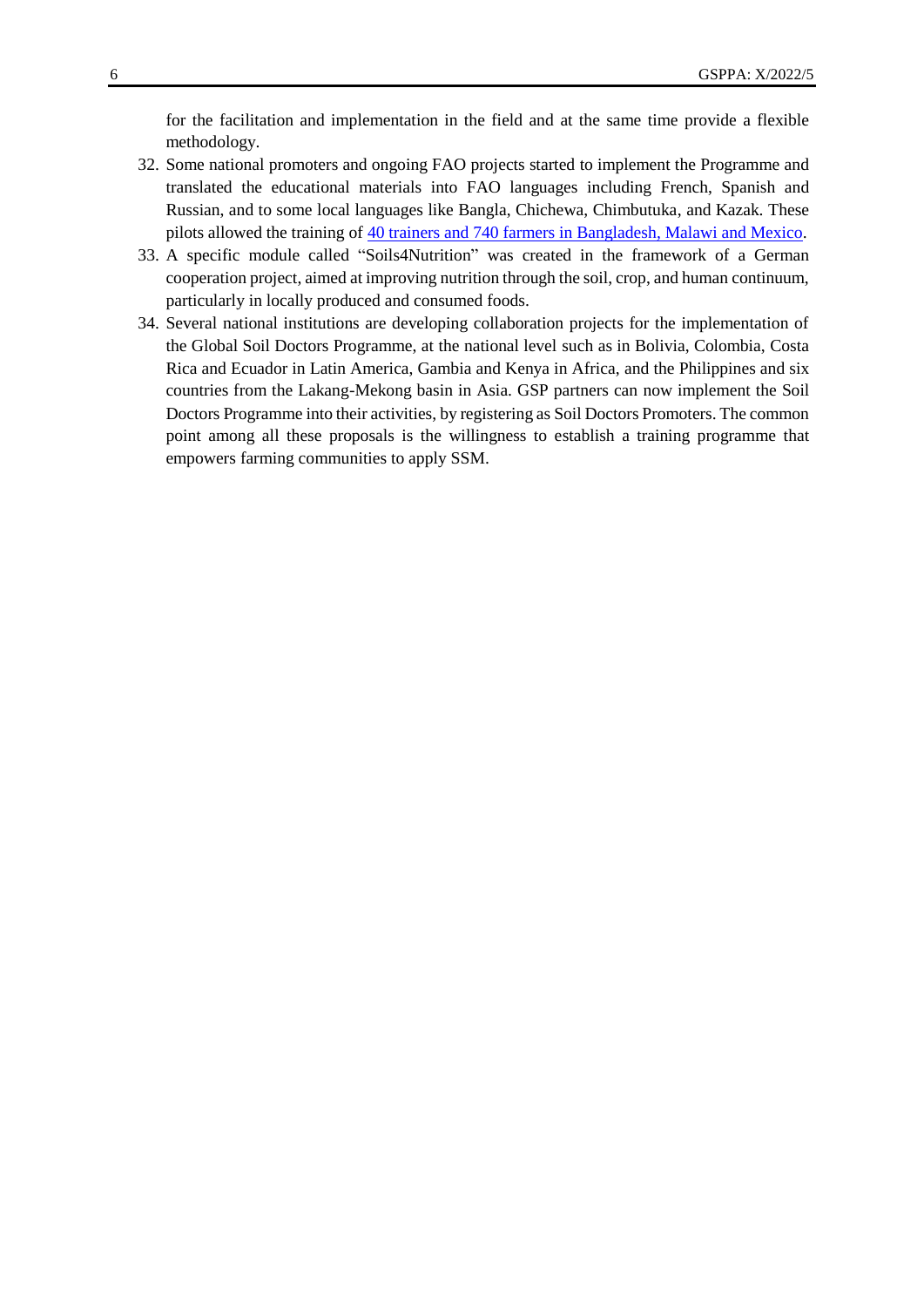for the facilitation and implementation in the field and at the same time provide a flexible methodology.

32. Some national promoters and ongoing FAO projects started to implement the Programme and translated the educational materials into FAO languages including French, Spanish and Russian, and to some local languages like Bangla, Chichewa, Chimbutuka, and Kazak. These pilots allowed the training of 40 trainers and 740 farmers in Bangladesh, Malawi and Mexico.
33. A specific module called "Soils4Nutrition" was created in the framework of a German cooperation project, aimed at improving nutrition through the soil, crop, and human continuum, particularly in locally produced and consumed foods.
34. Several national institutions are developing collaboration projects for the implementation of the Global Soil Doctors Programme, at the national level such as in Bolivia, Colombia, Costa Rica and Ecuador in Latin America, Gambia and Kenya in Africa, and the Philippines and six countries from the Lakang-Mekong basin in Asia. GSP partners can now implement the Soil Doctors Programme into their activities, by registering as Soil Doctors Promoters. The common point among all these proposals is the willingness to establish a training programme that empowers farming communities to apply SSM.